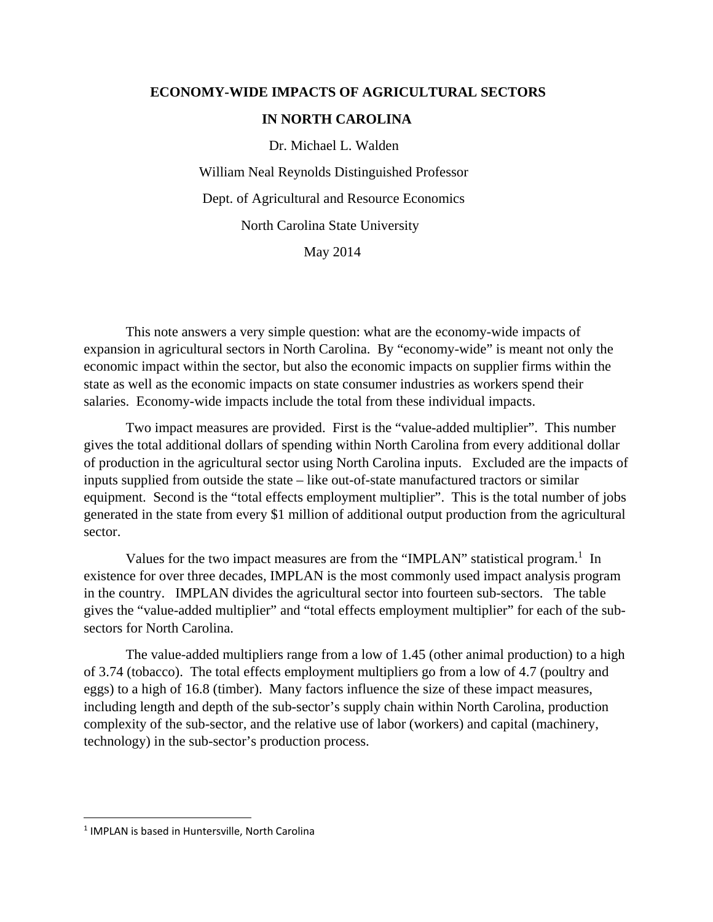# ECONOMY-WIDE IMPACTS OF AGRICULTURAL SECTORS IN NORTH CAROLINA

Dr. Michael L. Walden

William Neal Reynolds Distinguished Professor

Dept. of Agricultural and Resource Economics

North Carolina State University

May 2014

This note answers a very simple question: what are the economy-wide impacts of expansion in agricultural sectors in North Carolina. By "economy-wide" is meant not only the economic impact within the sector, but also the economic impacts on supplier firms within the state as well as the economic impacts on state consumer industries as workers spend their salaries. Economy-wide impacts include the total from these individual impacts.

Two impact measures are provided. First is the "value-added multiplier". This number gives the total additional dollars of spending within North Carolina from every additional dollar of production in the agricultural sector using North Carolina inputs. Excluded are the impacts of inputs supplied from outside the state – like out-of-state manufactured tractors or similar equipment. Second is the "total effects employment multiplier". This is the total number of jobs generated in the state from every $1 million of additional output production from the agricultural sector.

Values for the two impact measures are from the "IMPLAN" statistical program.[1] In existence for over three decades, IMPLAN is the most commonly used impact analysis program in the country. IMPLAN divides the agricultural sector into fourteen sub-sectors. The table gives the "value-added multiplier" and "total effects employment multiplier" for each of the sub-sectors for North Carolina.

The value-added multipliers range from a low of 1.45 (other animal production) to a high of 3.74 (tobacco). The total effects employment multipliers go from a low of 4.7 (poultry and eggs) to a high of 16.8 (timber). Many factors influence the size of these impact measures, including length and depth of the sub-sector's supply chain within North Carolina, production complexity of the sub-sector, and the relative use of labor (workers) and capital (machinery, technology) in the sub-sector's production process.

[1] IMPLAN is based in Huntersville, North Carolina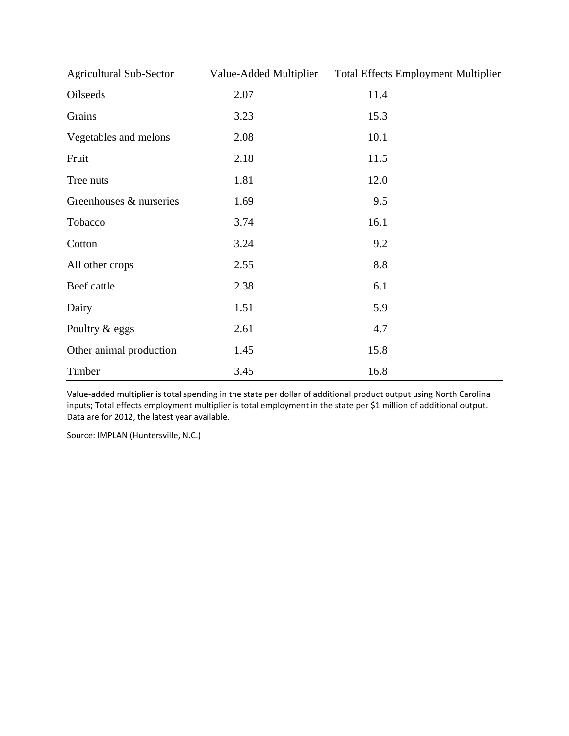| Agricultural Sub-Sector | Value-Added Multiplier | Total Effects Employment Multiplier |
|---|---|---|
| Oilseeds | 2.07 | 11.4 |
| Grains | 3.23 | 15.3 |
| Vegetables and melons | 2.08 | 10.1 |
| Fruit | 2.18 | 11.5 |
| Tree nuts | 1.81 | 12.0 |
| Greenhouses & nurseries | 1.69 | 9.5 |
| Tobacco | 3.74 | 16.1 |
| Cotton | 3.24 | 9.2 |
| All other crops | 2.55 | 8.8 |
| Beef cattle | 2.38 | 6.1 |
| Dairy | 1.51 | 5.9 |
| Poultry & eggs | 2.61 | 4.7 |
| Other animal production | 1.45 | 15.8 |
| Timber | 3.45 | 16.8 |

Value-added multiplier is total spending in the state per dollar of additional product output using North Carolina inputs; Total effects employment multiplier is total employment in the state per $1 million of additional output. Data are for 2012, the latest year available.

Source: IMPLAN (Huntersville, N.C.)